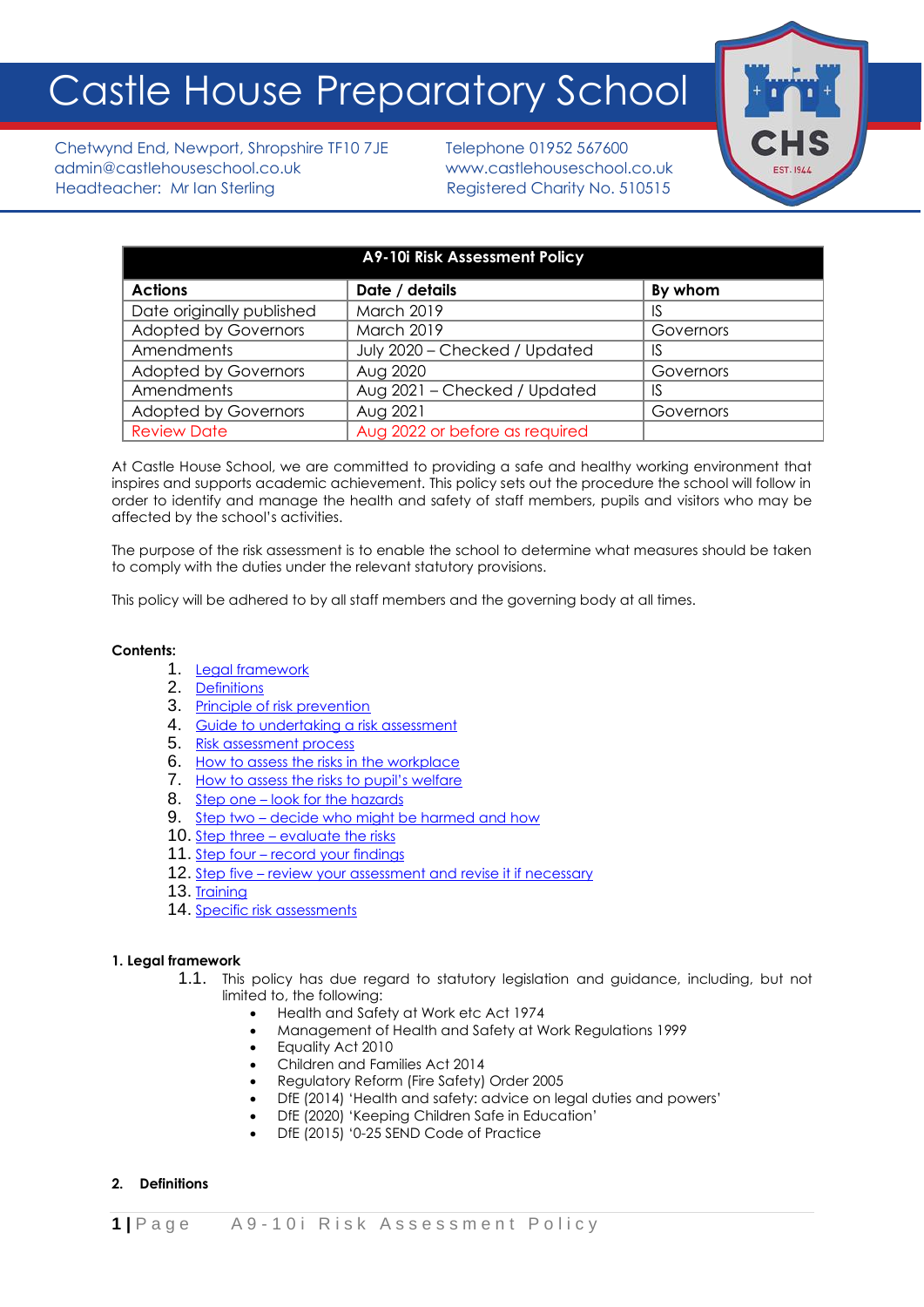# Castle House Preparatory School

Chetwynd End, Newport, Shropshire TF10 7JE
admin@castlehouseschool.co.uk
Headteacher: Mr Ian Sterling

Telephone 01952 567600
www.castlehouseschool.co.uk
Registered Charity No. 510515

| A9-10i Risk Assessment Policy | | |
|---|---|---|
| **Actions** | **Date / details** | **By whom** |
| Date originally published | March 2019 | IS |
| Adopted by Governors | March 2019 | Governors |
| Amendments | July 2020 – Checked / Updated | IS |
| Adopted by Governors | Aug 2020 | Governors |
| Amendments | Aug 2021 – Checked / Updated | IS |
| Adopted by Governors | Aug 2021 | Governors |
| Review Date | Aug 2022 or before as required | |

At Castle House School, we are committed to providing a safe and healthy working environment that inspires and supports academic achievement. This policy sets out the procedure the school will follow in order to identify and manage the health and safety of staff members, pupils and visitors who may be affected by the school's activities.

The purpose of the risk assessment is to enable the school to determine what measures should be taken to comply with the duties under the relevant statutory provisions.

This policy will be adhered to by all staff members and the governing body at all times.

**Contents:**

1. Legal framework
2. Definitions
3. Principle of risk prevention
4. Guide to undertaking a risk assessment
5. Risk assessment process
6. How to assess the risks in the workplace
7. How to assess the risks to pupil's welfare
8. Step one – look for the hazards
9. Step two – decide who might be harmed and how
10. Step three – evaluate the risks
11. Step four – record your findings
12. Step five – review your assessment and revise it if necessary
13. Training
14. Specific risk assessments

## 1. Legal framework

1.1. This policy has due regard to statutory legislation and guidance, including, but not limited to, the following:

- Health and Safety at Work etc Act 1974
- Management of Health and Safety at Work Regulations 1999
- Equality Act 2010
- Children and Families Act 2014
- Regulatory Reform (Fire Safety) Order 2005
- DfE (2014) 'Health and safety: advice on legal duties and powers'
- DfE (2020) 'Keeping Children Safe in Education'
- DfE (2015) '0-25 SEND Code of Practice

## 2. Definitions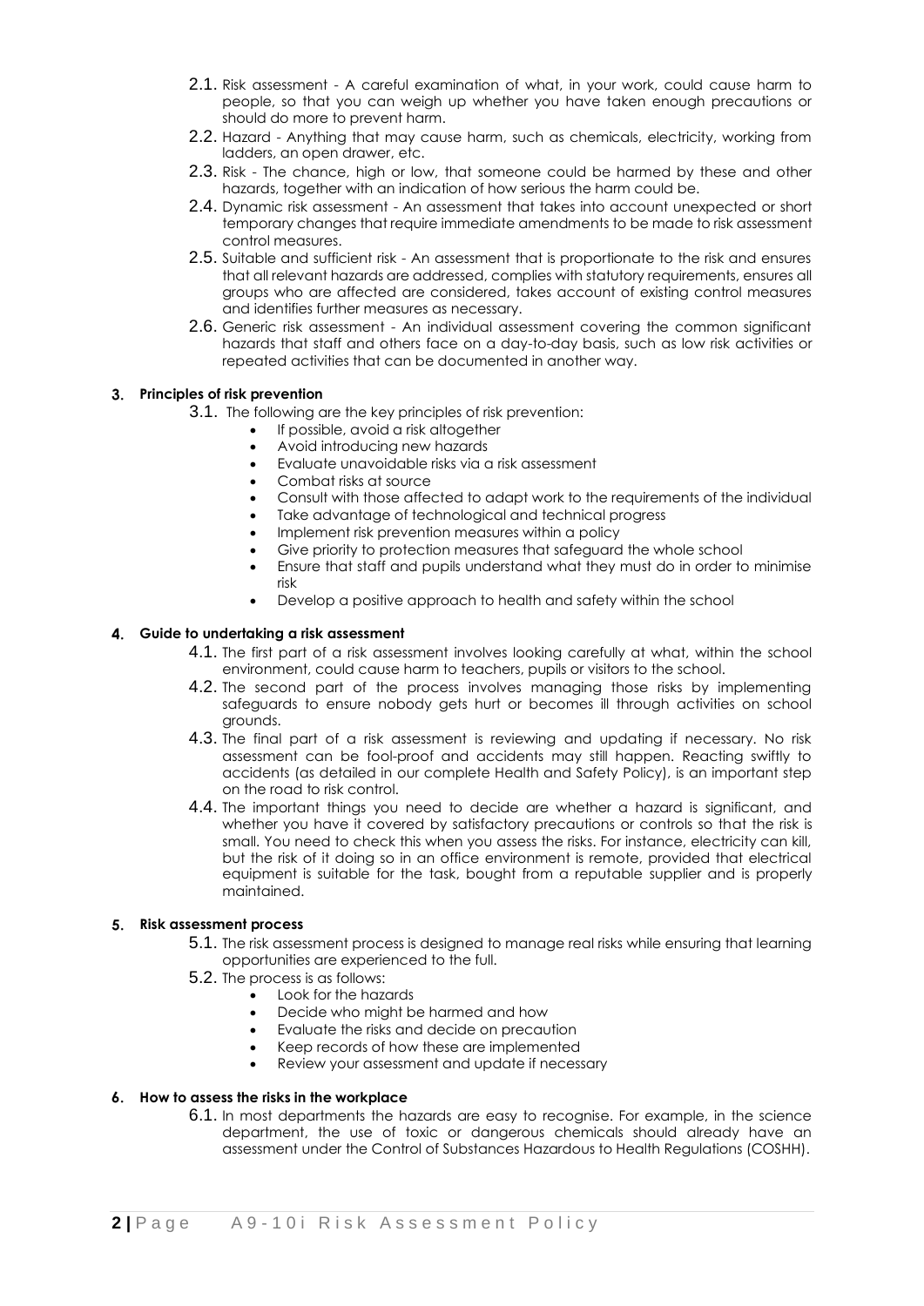2.1. Risk assessment - A careful examination of what, in your work, could cause harm to people, so that you can weigh up whether you have taken enough precautions or should do more to prevent harm.

2.2. Hazard - Anything that may cause harm, such as chemicals, electricity, working from ladders, an open drawer, etc.

2.3. Risk - The chance, high or low, that someone could be harmed by these and other hazards, together with an indication of how serious the harm could be.

2.4. Dynamic risk assessment - An assessment that takes into account unexpected or short temporary changes that require immediate amendments to be made to risk assessment control measures.

2.5. Suitable and sufficient risk - An assessment that is proportionate to the risk and ensures that all relevant hazards are addressed, complies with statutory requirements, ensures all groups who are affected are considered, takes account of existing control measures and identifies further measures as necessary.

2.6. Generic risk assessment - An individual assessment covering the common significant hazards that staff and others face on a day-to-day basis, such as low risk activities or repeated activities that can be documented in another way.

## 3. Principles of risk prevention

3.1. The following are the key principles of risk prevention:

- If possible, avoid a risk altogether
- Avoid introducing new hazards
- Evaluate unavoidable risks via a risk assessment
- Combat risks at source
- Consult with those affected to adapt work to the requirements of the individual
- Take advantage of technological and technical progress
- Implement risk prevention measures within a policy
- Give priority to protection measures that safeguard the whole school
- Ensure that staff and pupils understand what they must do in order to minimise risk
- Develop a positive approach to health and safety within the school

## 4. Guide to undertaking a risk assessment

4.1. The first part of a risk assessment involves looking carefully at what, within the school environment, could cause harm to teachers, pupils or visitors to the school.

4.2. The second part of the process involves managing those risks by implementing safeguards to ensure nobody gets hurt or becomes ill through activities on school grounds.

4.3. The final part of a risk assessment is reviewing and updating if necessary. No risk assessment can be fool-proof and accidents may still happen. Reacting swiftly to accidents (as detailed in our complete Health and Safety Policy), is an important step on the road to risk control.

4.4. The important things you need to decide are whether a hazard is significant, and whether you have it covered by satisfactory precautions or controls so that the risk is small. You need to check this when you assess the risks. For instance, electricity can kill, but the risk of it doing so in an office environment is remote, provided that electrical equipment is suitable for the task, bought from a reputable supplier and is properly maintained.

## 5. Risk assessment process

5.1. The risk assessment process is designed to manage real risks while ensuring that learning opportunities are experienced to the full.

5.2. The process is as follows:

- Look for the hazards
- Decide who might be harmed and how
- Evaluate the risks and decide on precaution
- Keep records of how these are implemented
- Review your assessment and update if necessary

## 6. How to assess the risks in the workplace

6.1. In most departments the hazards are easy to recognise. For example, in the science department, the use of toxic or dangerous chemicals should already have an assessment under the Control of Substances Hazardous to Health Regulations (COSHH).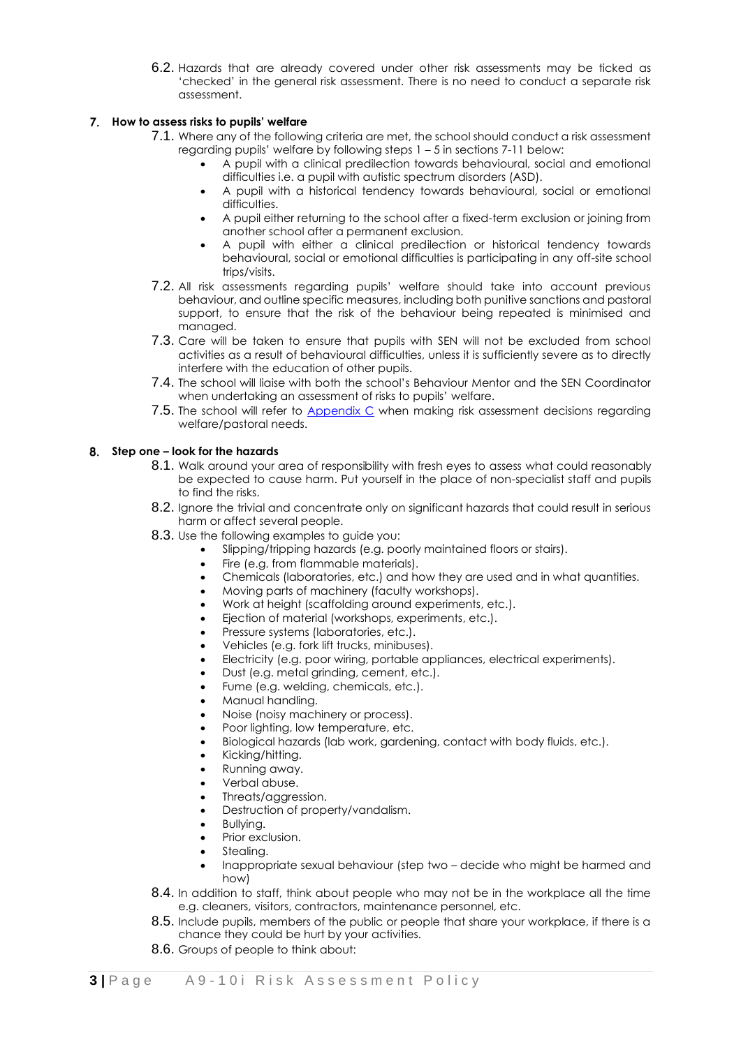6.2. Hazards that are already covered under other risk assessments may be ticked as 'checked' in the general risk assessment. There is no need to conduct a separate risk assessment.

## 7. How to assess risks to pupils' welfare

7.1. Where any of the following criteria are met, the school should conduct a risk assessment regarding pupils' welfare by following steps 1 – 5 in sections 7-11 below:

- A pupil with a clinical predilection towards behavioural, social and emotional difficulties i.e. a pupil with autistic spectrum disorders (ASD).
- A pupil with a historical tendency towards behavioural, social or emotional difficulties.
- A pupil either returning to the school after a fixed-term exclusion or joining from another school after a permanent exclusion.
- A pupil with either a clinical predilection or historical tendency towards behavioural, social or emotional difficulties is participating in any off-site school trips/visits.

7.2. All risk assessments regarding pupils' welfare should take into account previous behaviour, and outline specific measures, including both punitive sanctions and pastoral support, to ensure that the risk of the behaviour being repeated is minimised and managed.

7.3. Care will be taken to ensure that pupils with SEN will not be excluded from school activities as a result of behavioural difficulties, unless it is sufficiently severe as to directly interfere with the education of other pupils.

7.4. The school will liaise with both the school's Behaviour Mentor and the SEN Coordinator when undertaking an assessment of risks to pupils' welfare.

7.5. The school will refer to Appendix C when making risk assessment decisions regarding welfare/pastoral needs.

## 8. Step one – look for the hazards

8.1. Walk around your area of responsibility with fresh eyes to assess what could reasonably be expected to cause harm. Put yourself in the place of non-specialist staff and pupils to find the risks.

8.2. Ignore the trivial and concentrate only on significant hazards that could result in serious harm or affect several people.

8.3. Use the following examples to guide you:

- Slipping/tripping hazards (e.g. poorly maintained floors or stairs).
- Fire (e.g. from flammable materials).
- Chemicals (laboratories, etc.) and how they are used and in what quantities.
- Moving parts of machinery (faculty workshops).
- Work at height (scaffolding around experiments, etc.).
- Ejection of material (workshops, experiments, etc.).
- Pressure systems (laboratories, etc.).
- Vehicles (e.g. fork lift trucks, minibuses).
- Electricity (e.g. poor wiring, portable appliances, electrical experiments).
- Dust (e.g. metal grinding, cement, etc.).
- Fume (e.g. welding, chemicals, etc.).
- Manual handling.
- Noise (noisy machinery or process).
- Poor lighting, low temperature, etc.
- Biological hazards (lab work, gardening, contact with body fluids, etc.).
- Kicking/hitting.
- Running away.
- Verbal abuse.
- Threats/aggression.
- Destruction of property/vandalism.
- Bullying.
- Prior exclusion.
- Stealing.
- Inappropriate sexual behaviour (step two – decide who might be harmed and how)

8.4. In addition to staff, think about people who may not be in the workplace all the time e.g. cleaners, visitors, contractors, maintenance personnel, etc.

8.5. Include pupils, members of the public or people that share your workplace, if there is a chance they could be hurt by your activities.

8.6. Groups of people to think about: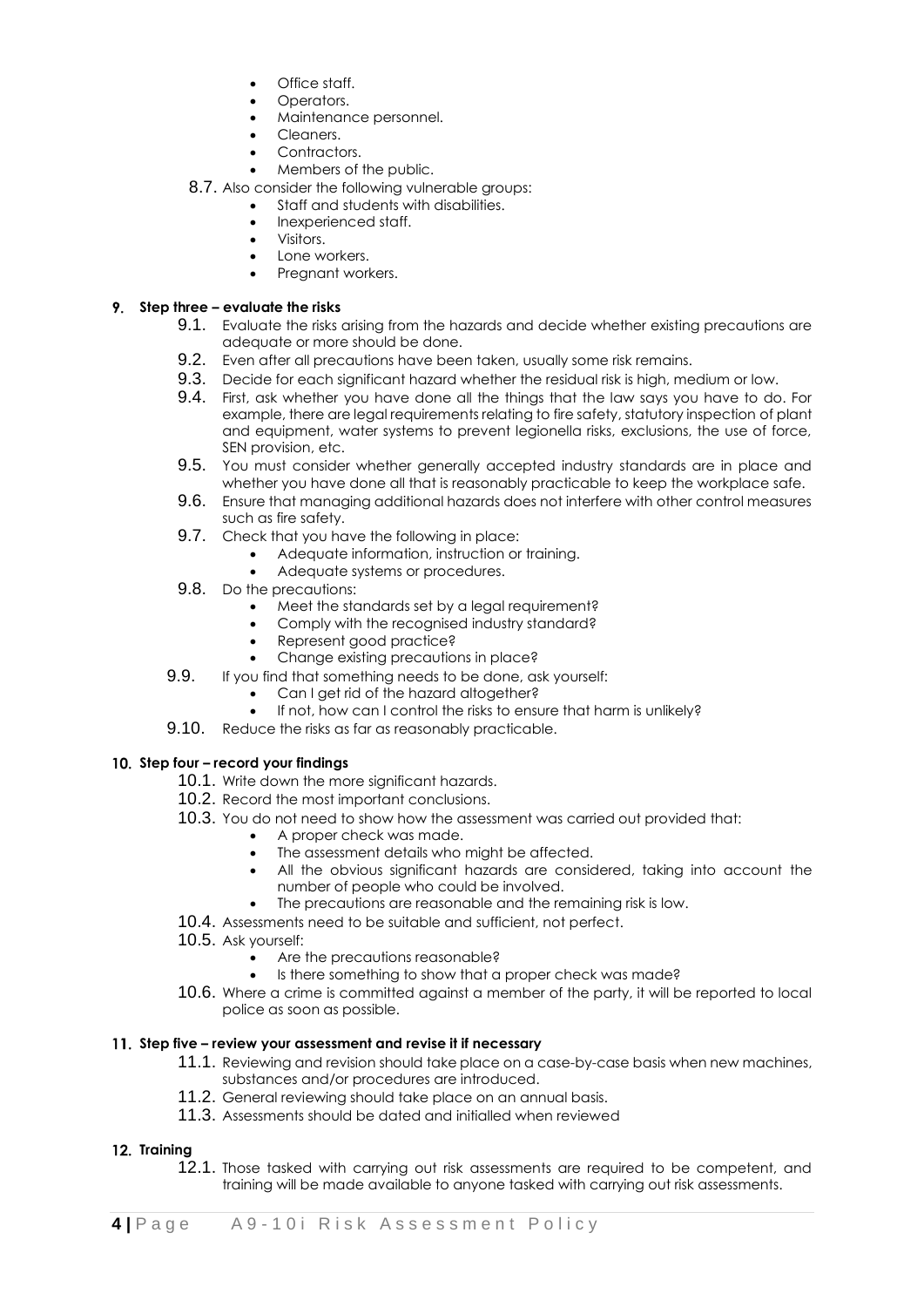- Office staff.
- Operators.
- Maintenance personnel.
- Cleaners.
- Contractors.
- Members of the public.

8.7. Also consider the following vulnerable groups:

- Staff and students with disabilities.
- Inexperienced staff.
- Visitors.
- Lone workers.
- Pregnant workers.

## 9. Step three – evaluate the risks

9.1. Evaluate the risks arising from the hazards and decide whether existing precautions are adequate or more should be done.

9.2. Even after all precautions have been taken, usually some risk remains.

9.3. Decide for each significant hazard whether the residual risk is high, medium or low.

9.4. First, ask whether you have done all the things that the law says you have to do. For example, there are legal requirements relating to fire safety, statutory inspection of plant and equipment, water systems to prevent legionella risks, exclusions, the use of force, SEN provision, etc.

9.5. You must consider whether generally accepted industry standards are in place and whether you have done all that is reasonably practicable to keep the workplace safe.

9.6. Ensure that managing additional hazards does not interfere with other control measures such as fire safety.

9.7. Check that you have the following in place:

- Adequate information, instruction or training.
- Adequate systems or procedures.

9.8. Do the precautions:

- Meet the standards set by a legal requirement?
- Comply with the recognised industry standard?
- Represent good practice?
- Change existing precautions in place?

9.9. If you find that something needs to be done, ask yourself:

- Can I get rid of the hazard altogether?
- If not, how can I control the risks to ensure that harm is unlikely?

9.10. Reduce the risks as far as reasonably practicable.

## 10. Step four – record your findings

10.1. Write down the more significant hazards.

10.2. Record the most important conclusions.

10.3. You do not need to show how the assessment was carried out provided that:

- A proper check was made.
- The assessment details who might be affected.
- All the obvious significant hazards are considered, taking into account the number of people who could be involved.
- The precautions are reasonable and the remaining risk is low.

10.4. Assessments need to be suitable and sufficient, not perfect.

10.5. Ask yourself:

- Are the precautions reasonable?
- Is there something to show that a proper check was made?

10.6. Where a crime is committed against a member of the party, it will be reported to local police as soon as possible.

## 11. Step five – review your assessment and revise it if necessary

11.1. Reviewing and revision should take place on a case-by-case basis when new machines, substances and/or procedures are introduced.

11.2. General reviewing should take place on an annual basis.

11.3. Assessments should be dated and initialled when reviewed

## 12. Training

12.1. Those tasked with carrying out risk assessments are required to be competent, and training will be made available to anyone tasked with carrying out risk assessments.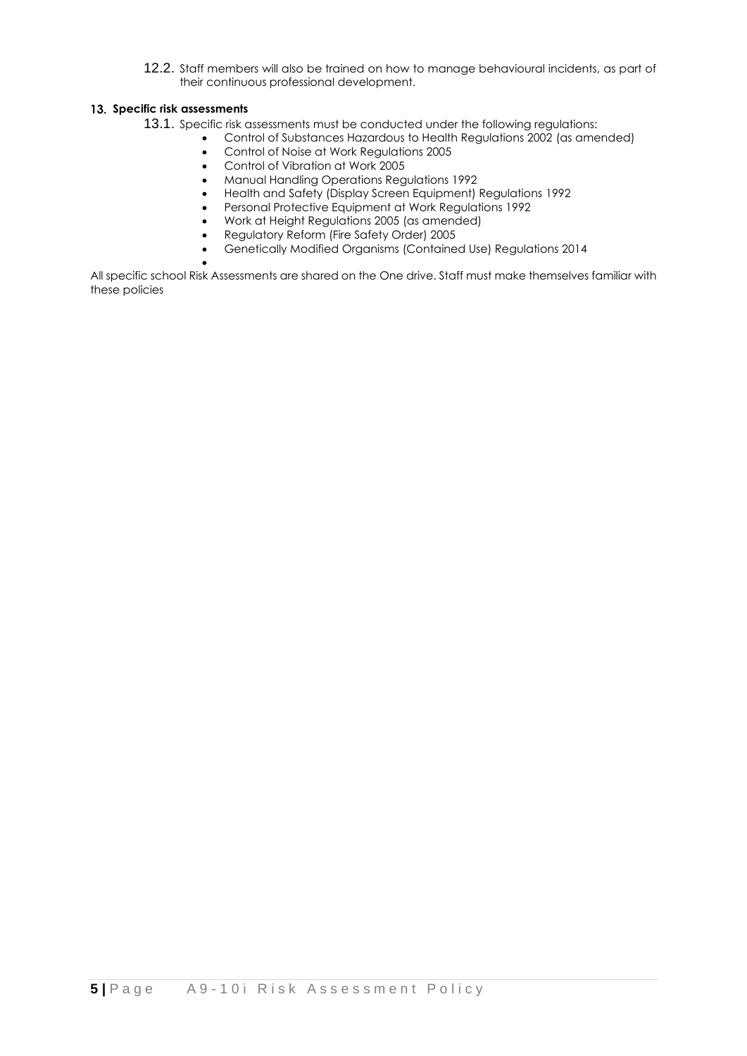12.2. Staff members will also be trained on how to manage behavioural incidents, as part of their continuous professional development.

## 13. Specific risk assessments

13.1. Specific risk assessments must be conducted under the following regulations:

- Control of Substances Hazardous to Health Regulations 2002 (as amended)
- Control of Noise at Work Regulations 2005
- Control of Vibration at Work 2005
- Manual Handling Operations Regulations 1992
- Health and Safety (Display Screen Equipment) Regulations 1992
- Personal Protective Equipment at Work Regulations 1992
- Work at Height Regulations 2005 (as amended)
- Regulatory Reform (Fire Safety Order) 2005
- Genetically Modified Organisms (Contained Use) Regulations 2014

All specific school Risk Assessments are shared on the One drive. Staff must make themselves familiar with these policies